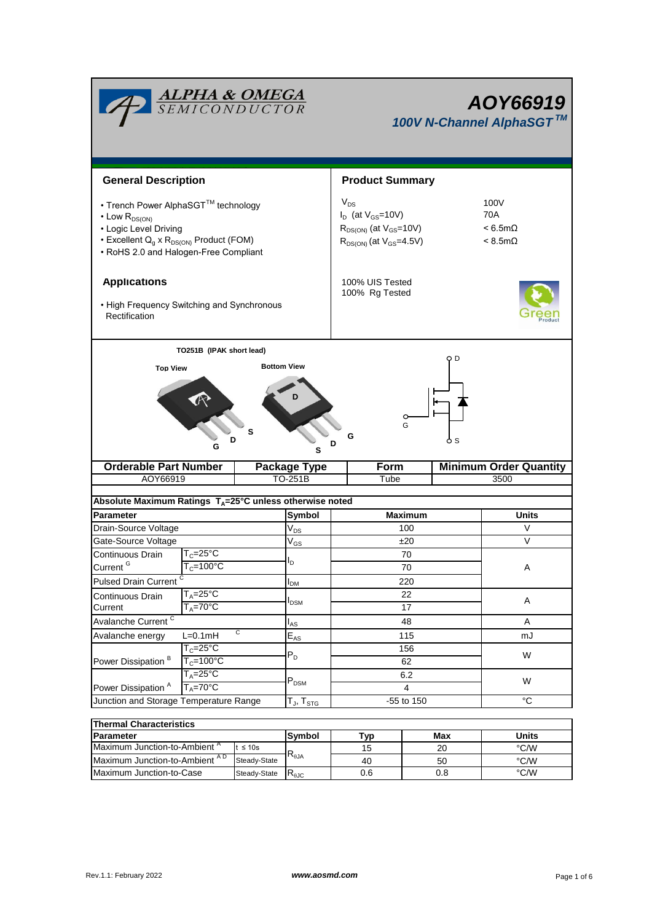# AOY66919

## 100V N-Channel AlphaSGT™

## General Description

- Trench Power AlphaSGT™ technology
- Low $R_{DS(ON)}$
- Logic Level Driving
- Excellent $Q_g$ x $R_{DS(ON)}$ Product (FOM)
- RoHS 2.0 and Halogen-Free Compliant

## Product Summary

| | |
|---|---|
| $V_{DS}$ | 100V |
| $I_D$ (at $V_{GS}$=10V) | 70A |
| $R_{DS(ON)}$ (at $V_{GS}$=10V) | < 6.5mΩ |
| $R_{DS(ON)}$ (at $V_{GS}$=4.5V) | < 8.5mΩ |

100% UIS Tested
100% Rg Tested

## Applications

- High Frequency Switching and Synchronous Rectification

TO251B (IPAK short lead)

Top View — G D S

Bottom View — D, G D S

| Orderable Part Number | Package Type | Form | Minimum Order Quantity |
|---|---|---|---|
| AOY66919 | TO-251B | Tube | 3500 |

### Absolute Maximum Ratings $T_A$=25°C unless otherwise noted

| Parameter | | Symbol | Maximum | Units |
|---|---|---|---|---|
| Drain-Source Voltage | | $V_{DS}$ | 100 | V |
| Gate-Source Voltage | | $V_{GS}$ | ±20 | V |
| Continuous Drain Current [G] | $T_C$=25°C | $I_D$ | 70 | A |
| | $T_C$=100°C | | 70 | |
| Pulsed Drain Current [C] | | $I_{DM}$ | 220 | |
| Continuous Drain Current | $T_A$=25°C | $I_{DSM}$ | 22 | A |
| | $T_A$=70°C | | 17 | |
| Avalanche Current [C] | | $I_{AS}$ | 48 | A |
| Avalanche energy | L=0.1mH [C] | $E_{AS}$ | 115 | mJ |
| Power Dissipation [B] | $T_C$=25°C | $P_D$ | 156 | W |
| | $T_C$=100°C | | 62 | |
| Power Dissipation [A] | $T_A$=25°C | $P_{DSM}$ | 6.2 | W |
| | $T_A$=70°C | | 4 | |
| Junction and Storage Temperature Range | | $T_J$, $T_{STG}$ | -55 to 150 | °C |

### Thermal Characteristics

| Parameter | | Symbol | Typ | Max | Units |
|---|---|---|---|---|---|
| Maximum Junction-to-Ambient [A] | t ≤ 10s | $R_{\theta JA}$ | 15 | 20 | °C/W |
| Maximum Junction-to-Ambient [A D] | Steady-State | | 40 | 50 | °C/W |
| Maximum Junction-to-Case | Steady-State | $R_{\theta JC}$ | 0.6 | 0.8 | °C/W |

Rev.1.1: February 2022 www.aosmd.com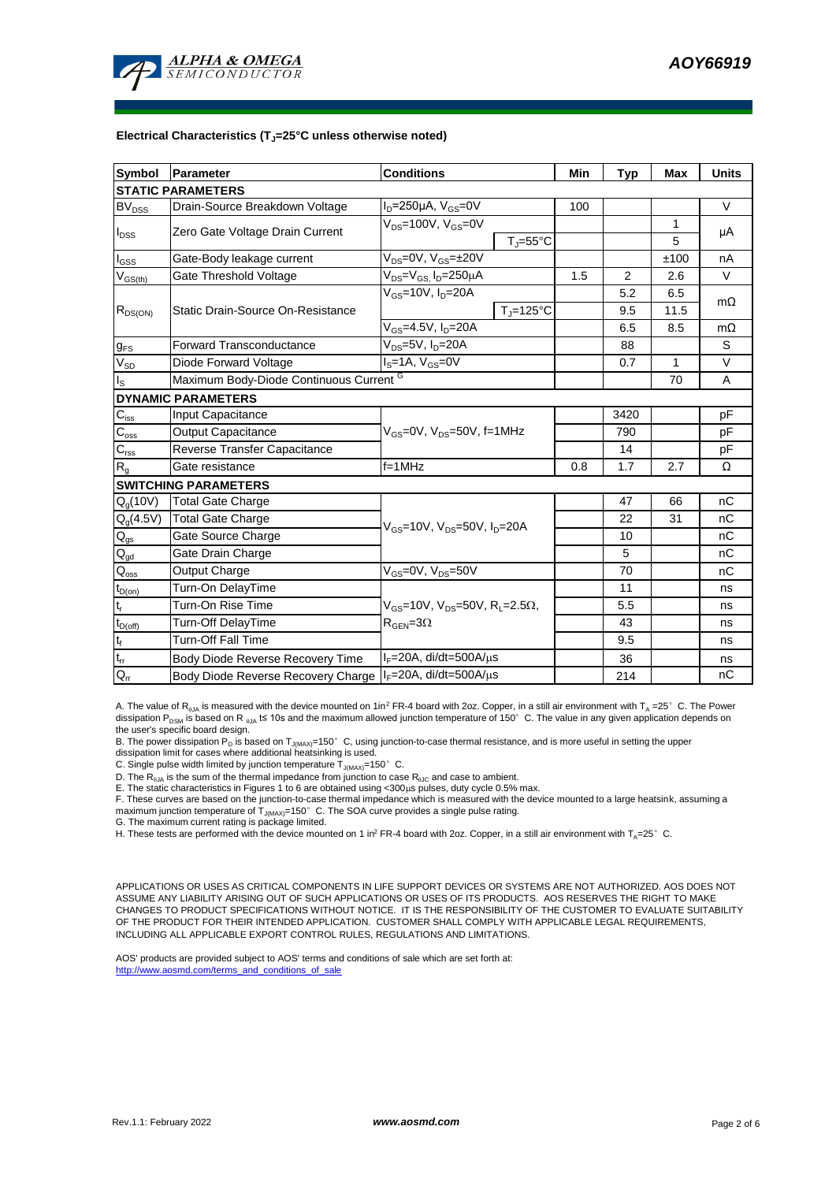**Electrical Characteristics ($T_J$=25°C unless otherwise noted)**

| Symbol | Parameter | Conditions | | Min | Typ | Max | Units |
|---|---|---|---|---|---|---|---|
| **STATIC PARAMETERS** | | | | | | | |
| $BV_{DSS}$ | Drain-Source Breakdown Voltage | $I_D$=250µA, $V_{GS}$=0V | | 100 | | | V |
| $I_{DSS}$ | Zero Gate Voltage Drain Current | $V_{DS}$=100V, $V_{GS}$=0V | | | | 1 | µA |
| | | | $T_J$=55°C | | | 5 | |
| $I_{GSS}$ | Gate-Body leakage current | $V_{DS}$=0V, $V_{GS}$=±20V | | | | ±100 | nA |
| $V_{GS(th)}$ | Gate Threshold Voltage | $V_{DS}$=$V_{GS}$, $I_D$=250µA | | 1.5 | 2 | 2.6 | V |
| $R_{DS(ON)}$ | Static Drain-Source On-Resistance | $V_{GS}$=10V, $I_D$=20A | | | 5.2 | 6.5 | mΩ |
| | | | $T_J$=125°C | | 9.5 | 11.5 | |
| | | $V_{GS}$=4.5V, $I_D$=20A | | | 6.5 | 8.5 | mΩ |
| $g_{FS}$ | Forward Transconductance | $V_{DS}$=5V, $I_D$=20A | | | 88 | | S |
| $V_{SD}$ | Diode Forward Voltage | $I_S$=1A, $V_{GS}$=0V | | | 0.7 | 1 | V |
| $I_S$ | Maximum Body-Diode Continuous Current [G] | | | | | 70 | A |
| **DYNAMIC PARAMETERS** | | | | | | | |
| $C_{iss}$ | Input Capacitance | $V_{GS}$=0V, $V_{DS}$=50V, f=1MHz | | | 3420 | | pF |
| $C_{oss}$ | Output Capacitance | | | | 790 | | pF |
| $C_{rss}$ | Reverse Transfer Capacitance | | | | 14 | | pF |
| $R_g$ | Gate resistance | f=1MHz | | 0.8 | 1.7 | 2.7 | Ω |
| **SWITCHING PARAMETERS** | | | | | | | |
| $Q_g$(10V) | Total Gate Charge | $V_{GS}$=10V, $V_{DS}$=50V, $I_D$=20A | | | 47 | 66 | nC |
| $Q_g$(4.5V) | Total Gate Charge | | | | 22 | 31 | nC |
| $Q_{gs}$ | Gate Source Charge | | | | 10 | | nC |
| $Q_{gd}$ | Gate Drain Charge | | | | 5 | | nC |
| $Q_{oss}$ | Output Charge | $V_{GS}$=0V, $V_{DS}$=50V | | | 70 | | nC |
| $t_{D(on)}$ | Turn-On DelayTime | $V_{GS}$=10V, $V_{DS}$=50V, $R_L$=2.5Ω, $R_{GEN}$=3Ω | | | 11 | | ns |
| $t_r$ | Turn-On Rise Time | | | | 5.5 | | ns |
| $t_{D(off)}$ | Turn-Off DelayTime | | | | 43 | | ns |
| $t_f$ | Turn-Off Fall Time | | | | 9.5 | | ns |
| $t_{rr}$ | Body Diode Reverse Recovery Time | $I_F$=20A, di/dt=500A/µs | | | 36 | | ns |
| $Q_{rr}$ | Body Diode Reverse Recovery Charge | $I_F$=20A, di/dt=500A/µs | | | 214 | | nC |

A. The value of $R_{\theta JA}$ is measured with the device mounted on 1in$^2$ FR-4 board with 2oz. Copper, in a still air environment with $T_A$ =25° C. The Power dissipation $P_{DSM}$ is based on R $_{\theta JA}$ t≤ 10s and the maximum allowed junction temperature of 150° C. The value in any given application depends on the user's specific board design.

B. The power dissipation $P_D$ is based on $T_{J(MAX)}$=150° C, using junction-to-case thermal resistance, and is more useful in setting the upper dissipation limit for cases where additional heatsinking is used.

C. Single pulse width limited by junction temperature $T_{J(MAX)}$=150° C.

D. The $R_{\theta JA}$ is the sum of the thermal impedance from junction to case $R_{\theta JC}$ and case to ambient.

E. The static characteristics in Figures 1 to 6 are obtained using <300µs pulses, duty cycle 0.5% max.

F. These curves are based on the junction-to-case thermal impedance which is measured with the device mounted to a large heatsink, assuming a maximum junction temperature of $T_{J(MAX)}$=150° C. The SOA curve provides a single pulse rating.

G. The maximum current rating is package limited.

H. These tests are performed with the device mounted on 1 in$^2$ FR-4 board with 2oz. Copper, in a still air environment with $T_A$=25° C.

APPLICATIONS OR USES AS CRITICAL COMPONENTS IN LIFE SUPPORT DEVICES OR SYSTEMS ARE NOT AUTHORIZED. AOS DOES NOT ASSUME ANY LIABILITY ARISING OUT OF SUCH APPLICATIONS OR USES OF ITS PRODUCTS. AOS RESERVES THE RIGHT TO MAKE CHANGES TO PRODUCT SPECIFICATIONS WITHOUT NOTICE. IT IS THE RESPONSIBILITY OF THE CUSTOMER TO EVALUATE SUITABILITY OF THE PRODUCT FOR THEIR INTENDED APPLICATION. CUSTOMER SHALL COMPLY WITH APPLICABLE LEGAL REQUIREMENTS, INCLUDING ALL APPLICABLE EXPORT CONTROL RULES, REGULATIONS AND LIMITATIONS.

AOS' products are provided subject to AOS' terms and conditions of sale which are set forth at:
http://www.aosmd.com/terms_and_conditions_of_sale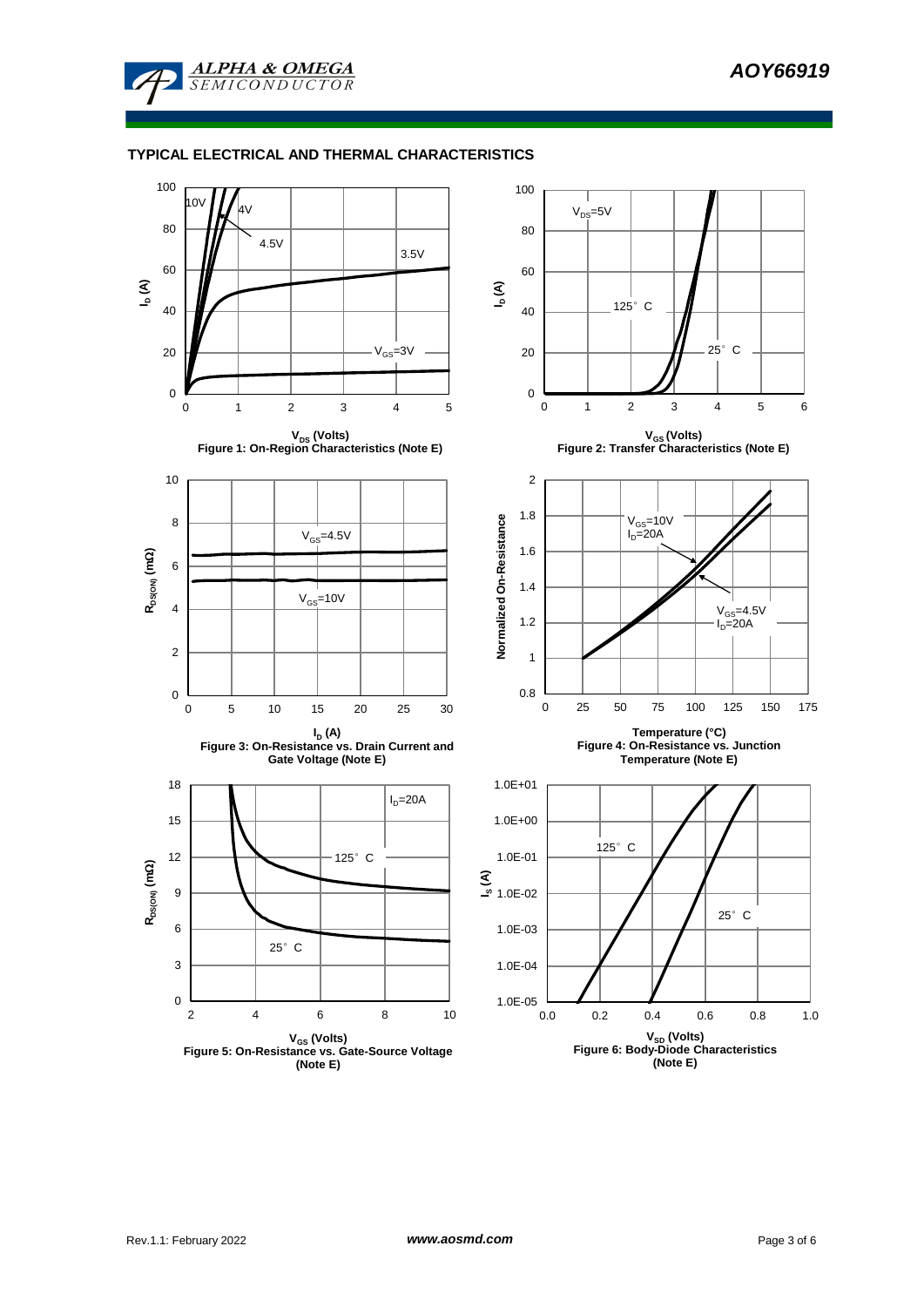## TYPICAL ELECTRICAL AND THERMAL CHARACTERISTICS

10V
4V
4.5V
3.5V
$V_{GS}$=3V

$I_D$ (A)

$V_{DS}$ (Volts)

Figure 1: On-Region Characteristics (Note E)

$V_{DS}$=5V
125° C
25° C

$I_D$ (A)

$V_{GS}$ (Volts)

Figure 2: Transfer Characteristics (Note E)

$V_{GS}$=4.5V
$V_{GS}$=10V

$R_{DS(ON)}$ (mΩ)

$I_D$ (A)

Figure 3: On-Resistance vs. Drain Current and Gate Voltage (Note E)

$V_{GS}$=10V
$I_D$=20A
$V_{GS}$=4.5V
$I_D$=20A

Normalized On-Resistance

Temperature (°C)

Figure 4: On-Resistance vs. Junction Temperature (Note E)

$I_D$=20A
125° C
25° C

$R_{DS(ON)}$ (mΩ)

$V_{GS}$ (Volts)

Figure 5: On-Resistance vs. Gate-Source Voltage (Note E)

125° C
25° C

$I_S$ (A)

$V_{SD}$ (Volts)

Figure 6: Body-Diode Characteristics (Note E)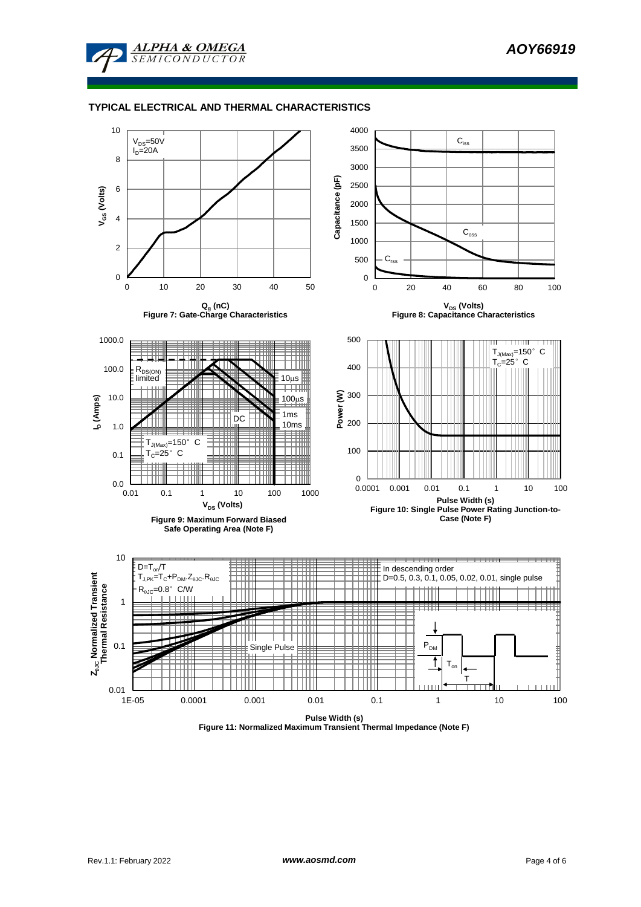## TYPICAL ELECTRICAL AND THERMAL CHARACTERISTICS

$V_{DS}$=50V
$I_D$=20A

$Q_g$ (nC)
Figure 7: Gate-Charge Characteristics

$C_{iss}$, $C_{oss}$, $C_{rss}$

$V_{DS}$ (Volts)
Figure 8: Capacitance Characteristics

$R_{DS(ON)}$ limited
10µs
100µs
1ms
10ms
DC
$T_{J(Max)}$=150° C
$T_C$=25° C

$V_{DS}$ (Volts)
Figure 9: Maximum Forward Biased Safe Operating Area (Note F)

$T_{J(Max)}$=150° C
$T_C$=25° C

Pulse Width (s)
Figure 10: Single Pulse Power Rating Junction-to-Case (Note F)

$D=T_{on}/T$
$T_{J,PK}=T_C+P_{DM}.Z_{\theta JC}.R_{\theta JC}$
$R_{\theta JC}$=0.8° C/W

In descending order
D=0.5, 0.3, 0.1, 0.05, 0.02, 0.01, single pulse

Single Pulse

$P_{DM}$
$T_{on}$
T

Pulse Width (s)
Figure 11: Normalized Maximum Transient Thermal Impedance (Note F)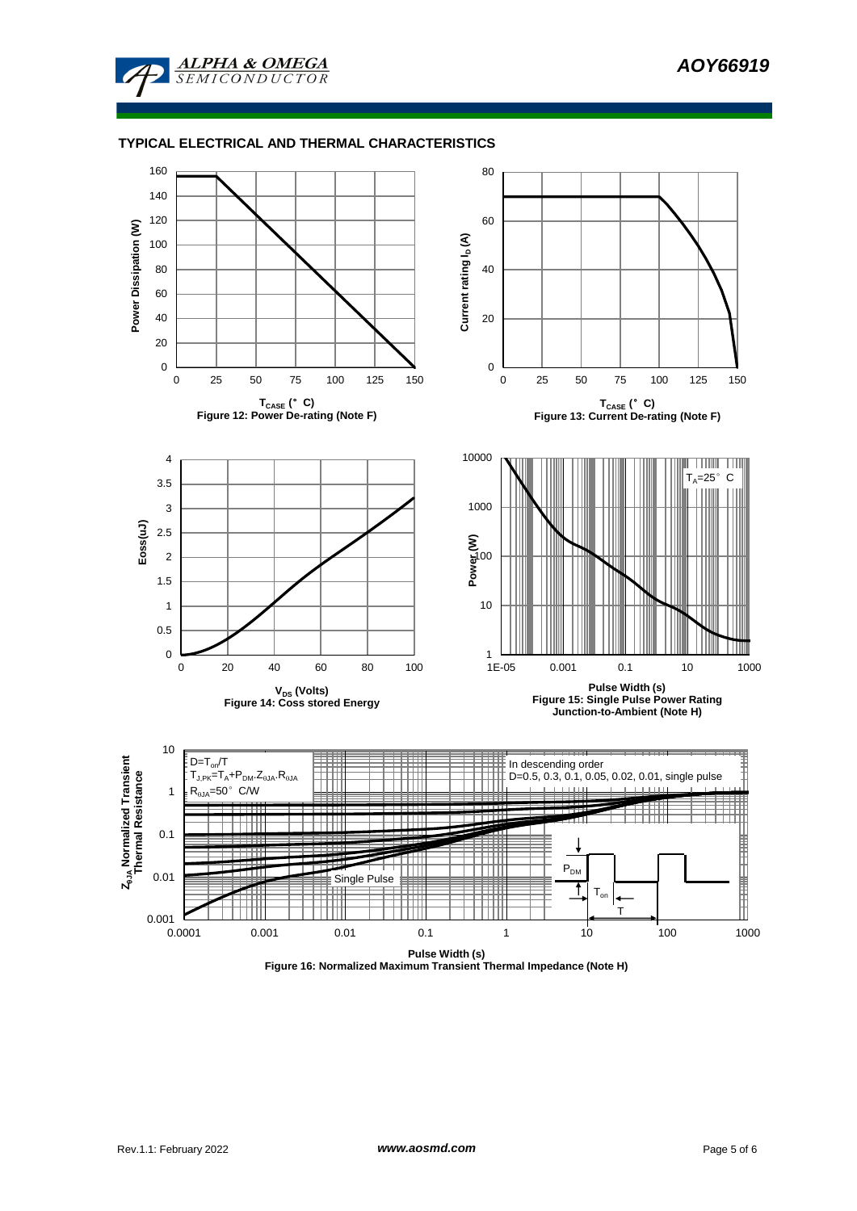## TYPICAL ELECTRICAL AND THERMAL CHARACTERISTICS

Figure 12: Power De-rating (Note F)

Figure 13: Current De-rating (Note F)

Figure 14: Coss stored Energy

Figure 15: Single Pulse Power Rating Junction-to-Ambient (Note H)

Figure 16: Normalized Maximum Transient Thermal Impedance (Note H)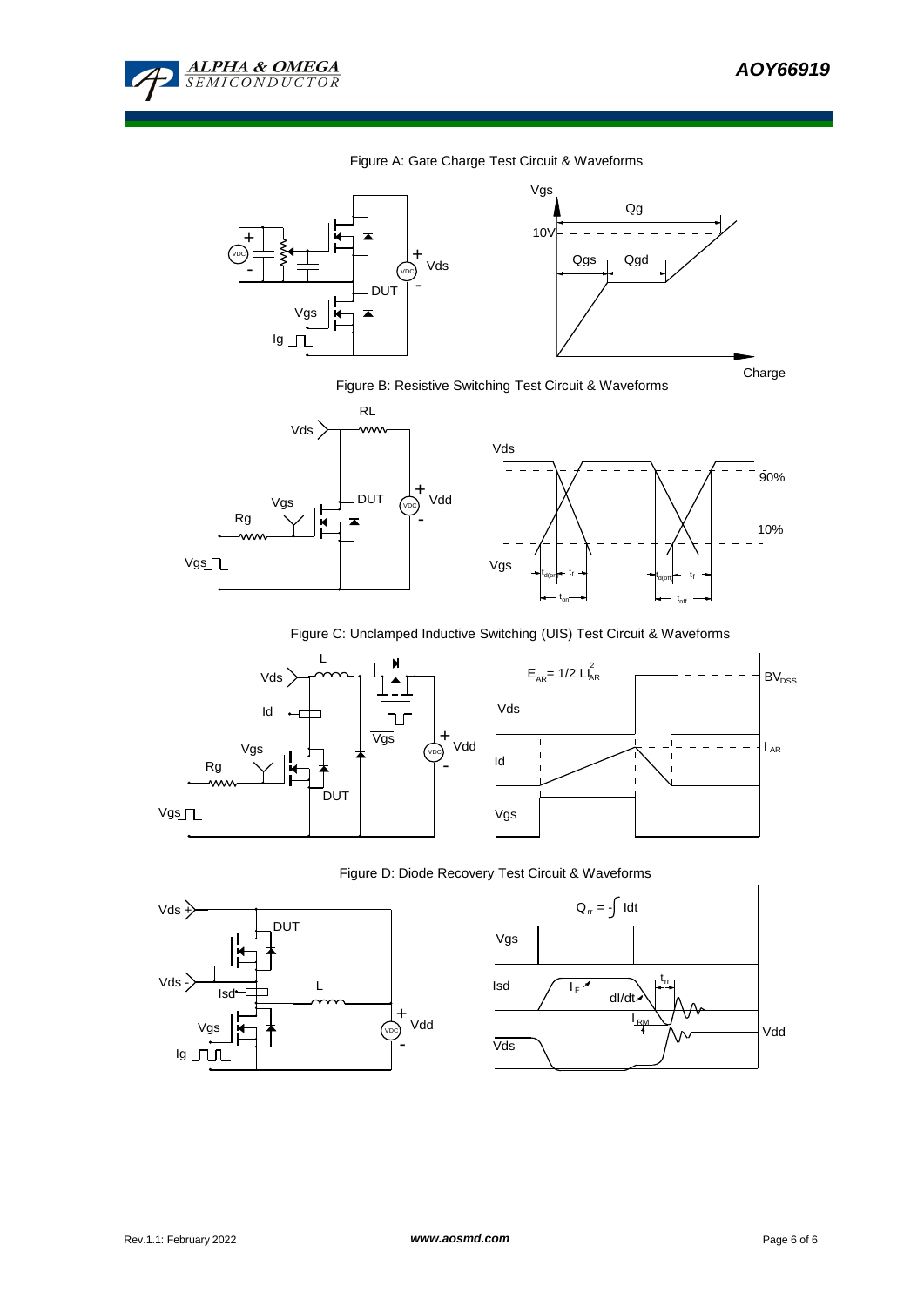Figure A: Gate Charge Test Circuit & Waveforms

VDC
+
-
VDC
+
Vds
-
DUT
Vgs
Ig

Vgs
Qg
10V
Qgs
Qgd
Charge

Figure B: Resistive Switching Test Circuit & Waveforms

RL
Vds
Vgs
Rg
DUT
VDC
+
Vdd
-
Vgs

Vds
90%
10%
Vgs
$t_{d(on)}$
$t_r$
$t_{on}$
$t_{d(off)}$
$t_f$
$t_{off}$

Figure C: Unclamped Inductive Switching (UIS) Test Circuit & Waveforms

L
Vds
Id
Vgs
Rg
Vgs
DUT
Vgs
VDC
+
Vdd
-

$E_{AR} = 1/2\ LI_{AR}^2$
$BV_{DSS}$
Vds
Id
$I_{AR}$
Vgs

Figure D: Diode Recovery Test Circuit & Waveforms

Vds +
DUT
Vds -
Isd
L
Vgs
Ig
VDC
+
Vdd
-

$Q_{rr} = -\int Idt$
Vgs
Isd
$I_F$
dI/dt
$t_{rr}$
$I_{RM}$
Vds
Vdd